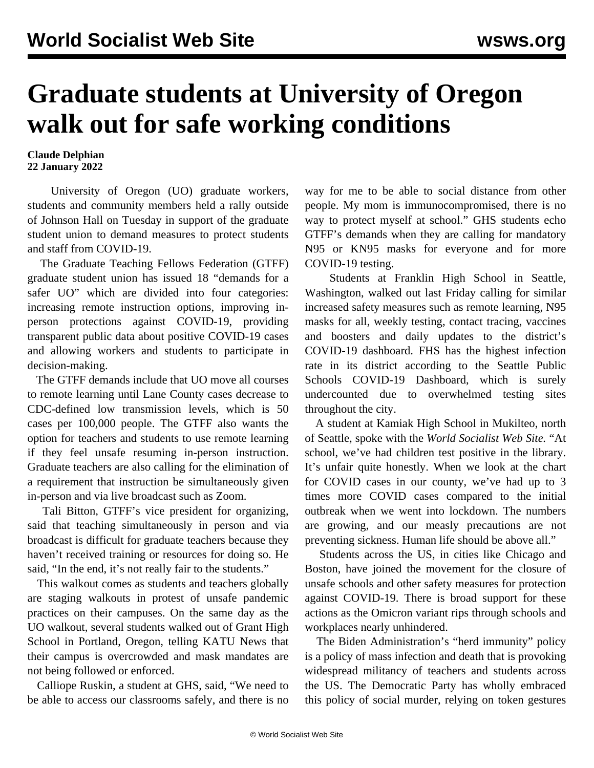# Graduate students at University of Oregon walk out for safe working conditions

**Claude Delphian**
**22 January 2022**

University of Oregon (UO) graduate workers, students and community members held a rally outside of Johnson Hall on Tuesday in support of the graduate student union to demand measures to protect students and staff from COVID-19.

The Graduate Teaching Fellows Federation (GTFF) graduate student union has issued 18 "demands for a safer UO" which are divided into four categories: increasing remote instruction options, improving in-person protections against COVID-19, providing transparent public data about positive COVID-19 cases and allowing workers and students to participate in decision-making.

The GTFF demands include that UO move all courses to remote learning until Lane County cases decrease to CDC-defined low transmission levels, which is 50 cases per 100,000 people. The GTFF also wants the option for teachers and students to use remote learning if they feel unsafe resuming in-person instruction. Graduate teachers are also calling for the elimination of a requirement that instruction be simultaneously given in-person and via live broadcast such as Zoom.

Tali Bitton, GTFF's vice president for organizing, said that teaching simultaneously in person and via broadcast is difficult for graduate teachers because they haven't received training or resources for doing so. He said, "In the end, it's not really fair to the students."

This walkout comes as students and teachers globally are staging walkouts in protest of unsafe pandemic practices on their campuses. On the same day as the UO walkout, several students walked out of Grant High School in Portland, Oregon, telling KATU News that their campus is overcrowded and mask mandates are not being followed or enforced.

Calliope Ruskin, a student at GHS, said, "We need to be able to access our classrooms safely, and there is no way for me to be able to social distance from other people. My mom is immunocompromised, there is no way to protect myself at school." GHS students echo GTFF's demands when they are calling for mandatory N95 or KN95 masks for everyone and for more COVID-19 testing.

Students at Franklin High School in Seattle, Washington, walked out last Friday calling for similar increased safety measures such as remote learning, N95 masks for all, weekly testing, contact tracing, vaccines and boosters and daily updates to the district's COVID-19 dashboard. FHS has the highest infection rate in its district according to the Seattle Public Schools COVID-19 Dashboard, which is surely undercounted due to overwhelmed testing sites throughout the city.

A student at Kamiak High School in Mukilteo, north of Seattle, spoke with the *World Socialist Web Site.* "At school, we've had children test positive in the library. It's unfair quite honestly. When we look at the chart for COVID cases in our county, we've had up to 3 times more COVID cases compared to the initial outbreak when we went into lockdown. The numbers are growing, and our measly precautions are not preventing sickness. Human life should be above all."

Students across the US, in cities like Chicago and Boston, have joined the movement for the closure of unsafe schools and other safety measures for protection against COVID-19. There is broad support for these actions as the Omicron variant rips through schools and workplaces nearly unhindered.

The Biden Administration's "herd immunity" policy is a policy of mass infection and death that is provoking widespread militancy of teachers and students across the US. The Democratic Party has wholly embraced this policy of social murder, relying on token gestures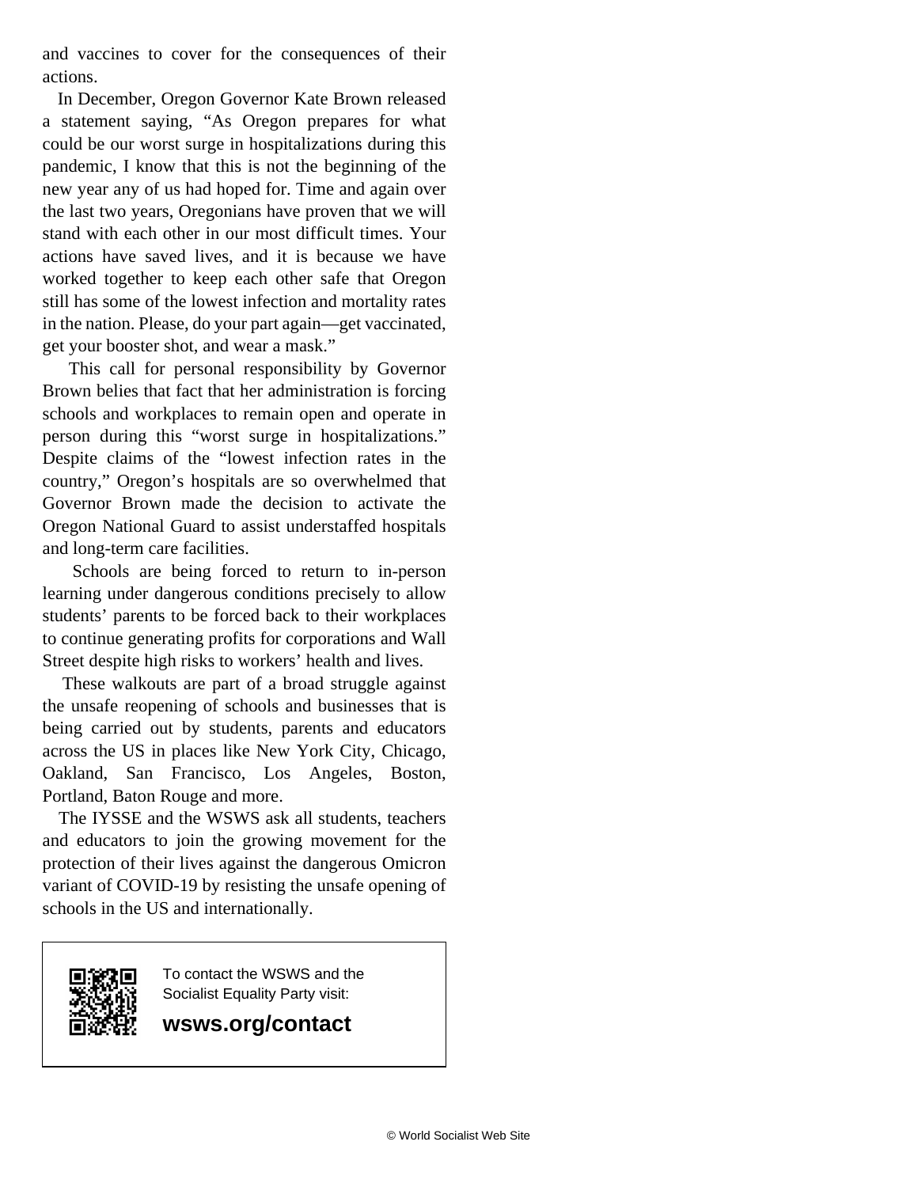and vaccines to cover for the consequences of their actions.

In December, Oregon Governor Kate Brown released a statement saying, "As Oregon prepares for what could be our worst surge in hospitalizations during this pandemic, I know that this is not the beginning of the new year any of us had hoped for. Time and again over the last two years, Oregonians have proven that we will stand with each other in our most difficult times. Your actions have saved lives, and it is because we have worked together to keep each other safe that Oregon still has some of the lowest infection and mortality rates in the nation. Please, do your part again—get vaccinated, get your booster shot, and wear a mask."

This call for personal responsibility by Governor Brown belies that fact that her administration is forcing schools and workplaces to remain open and operate in person during this "worst surge in hospitalizations." Despite claims of the "lowest infection rates in the country," Oregon's hospitals are so overwhelmed that Governor Brown made the decision to activate the Oregon National Guard to assist understaffed hospitals and long-term care facilities.

Schools are being forced to return to in-person learning under dangerous conditions precisely to allow students' parents to be forced back to their workplaces to continue generating profits for corporations and Wall Street despite high risks to workers' health and lives.

These walkouts are part of a broad struggle against the unsafe reopening of schools and businesses that is being carried out by students, parents and educators across the US in places like New York City, Chicago, Oakland, San Francisco, Los Angeles, Boston, Portland, Baton Rouge and more.

The IYSSE and the WSWS ask all students, teachers and educators to join the growing movement for the protection of their lives against the dangerous Omicron variant of COVID-19 by resisting the unsafe opening of schools in the US and internationally.

To contact the WSWS and the Socialist Equality Party visit:

**wsws.org/contact**